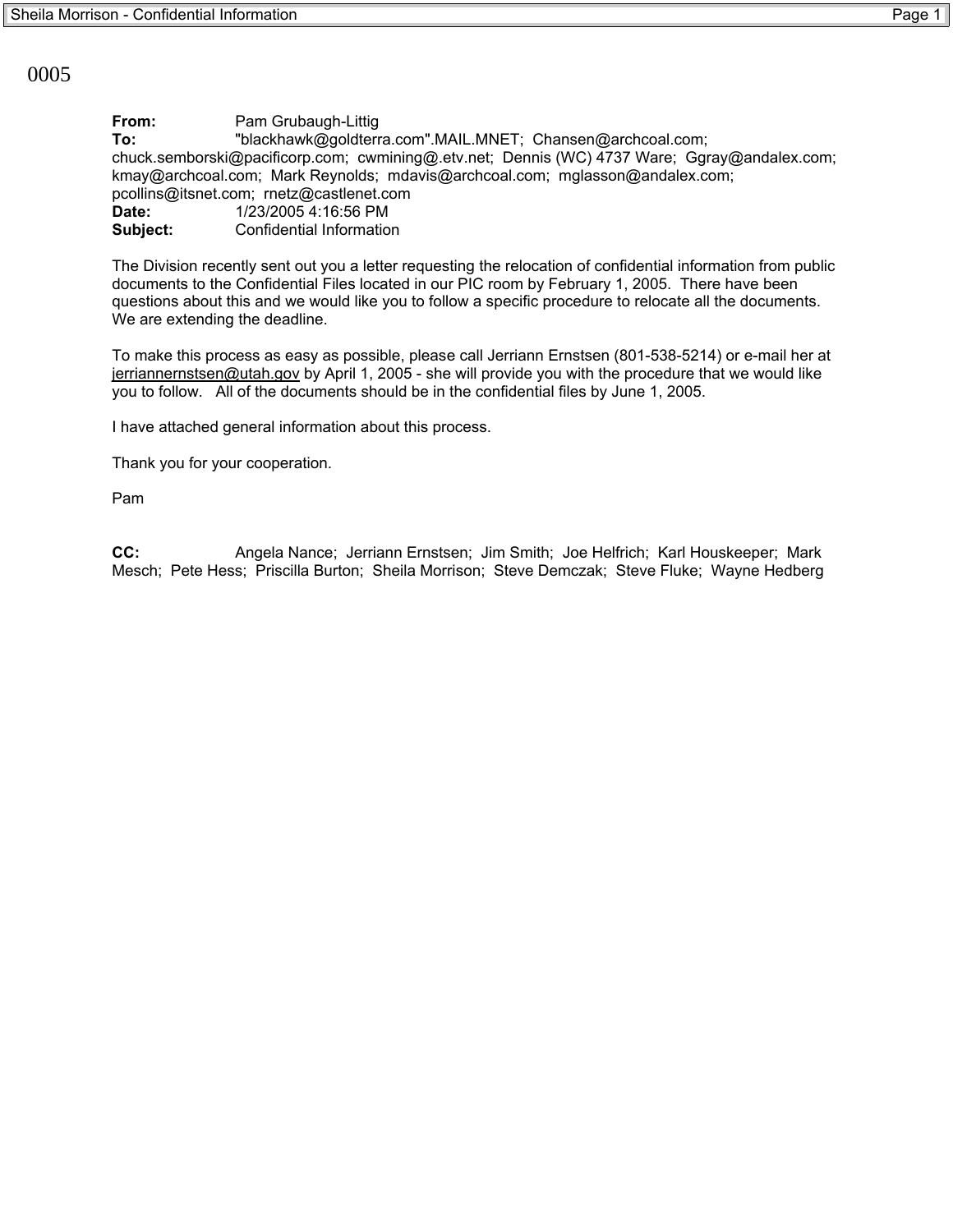0005

**From:** Pam Grubaugh-Littig
**To:** "blackhawk@goldterra.com".MAIL.MNET; Chansen@archcoal.com; chuck.semborski@pacificorp.com; cwmining@.etv.net; Dennis (WC) 4737 Ware; Ggray@andalex.com; kmay@archcoal.com; Mark Reynolds; mdavis@archcoal.com; mglasson@andalex.com; pcollins@itsnet.com; rnetz@castlenet.com
**Date:** 1/23/2005 4:16:56 PM
**Subject:** Confidential Information

The Division recently sent out you a letter requesting the relocation of confidential information from public documents to the Confidential Files located in our PIC room by February 1, 2005. There have been questions about this and we would like you to follow a specific procedure to relocate all the documents. We are extending the deadline.

To make this process as easy as possible, please call Jerriann Ernstsen (801-538-5214) or e-mail her at jerriannernstsen@utah.gov by April 1, 2005 - she will provide you with the procedure that we would like you to follow. All of the documents should be in the confidential files by June 1, 2005.

I have attached general information about this process.

Thank you for your cooperation.

Pam

**CC:** Angela Nance; Jerriann Ernstsen; Jim Smith; Joe Helfrich; Karl Houskeeper; Mark Mesch; Pete Hess; Priscilla Burton; Sheila Morrison; Steve Demczak; Steve Fluke; Wayne Hedberg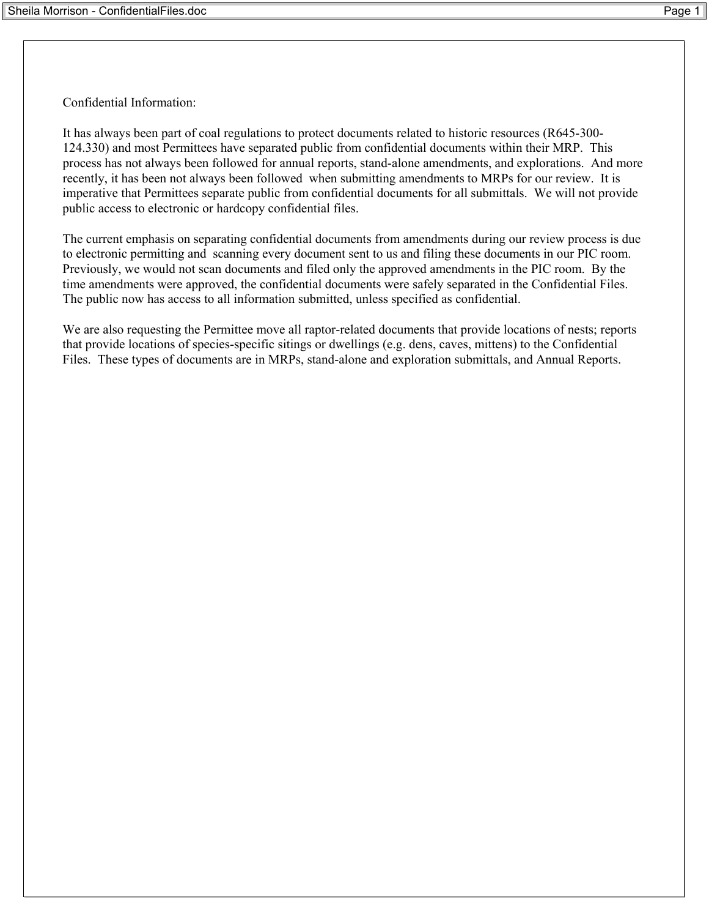Confidential Information:

It has always been part of coal regulations to protect documents related to historic resources (R645-300-124.330) and most Permittees have separated public from confidential documents within their MRP. This process has not always been followed for annual reports, stand-alone amendments, and explorations. And more recently, it has been not always been followed when submitting amendments to MRPs for our review. It is imperative that Permittees separate public from confidential documents for all submittals. We will not provide public access to electronic or hardcopy confidential files.

The current emphasis on separating confidential documents from amendments during our review process is due to electronic permitting and scanning every document sent to us and filing these documents in our PIC room. Previously, we would not scan documents and filed only the approved amendments in the PIC room. By the time amendments were approved, the confidential documents were safely separated in the Confidential Files. The public now has access to all information submitted, unless specified as confidential.

We are also requesting the Permittee move all raptor-related documents that provide locations of nests; reports that provide locations of species-specific sitings or dwellings (e.g. dens, caves, mittens) to the Confidential Files. These types of documents are in MRPs, stand-alone and exploration submittals, and Annual Reports.